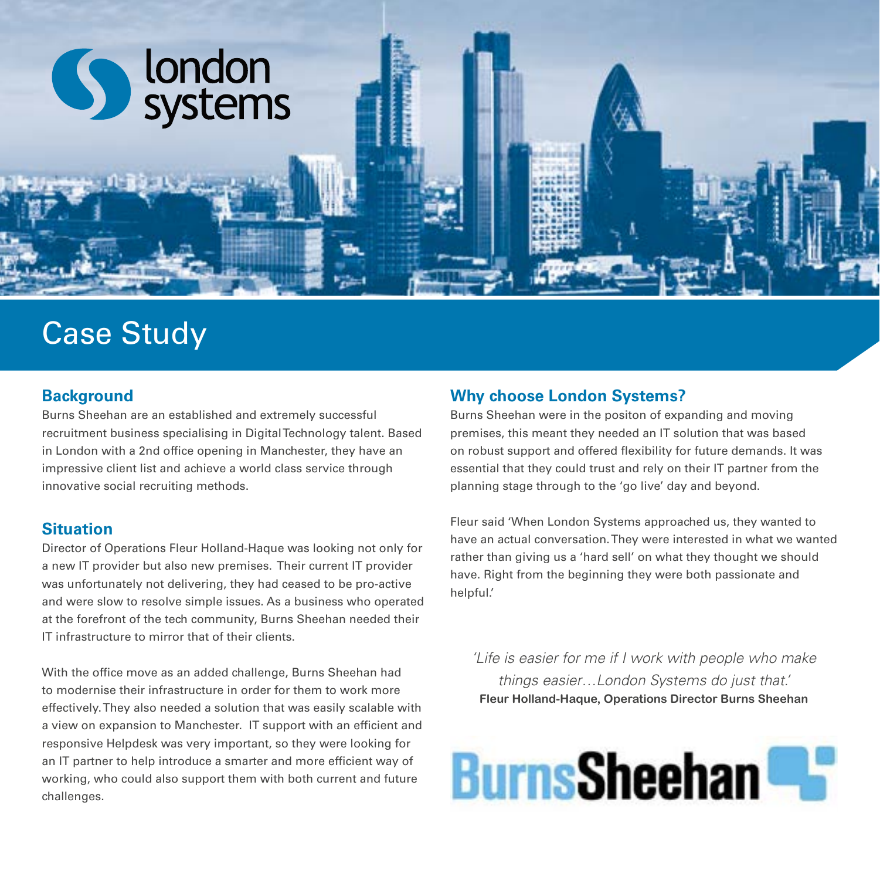london systems

# Case Study

## Background

Burns Sheehan are an established and extremely successful recruitment business specialising in Digital Technology talent. Based in London with a 2nd office opening in Manchester, they have an impressive client list and achieve a world class service through innovative social recruiting methods.

## Situation

Director of Operations Fleur Holland-Haque was looking not only for a new IT provider but also new premises. Their current IT provider was unfortunately not delivering, they had ceased to be pro-active and were slow to resolve simple issues. As a business who operated at the forefront of the tech community, Burns Sheehan needed their IT infrastructure to mirror that of their clients.

With the office move as an added challenge, Burns Sheehan had to modernise their infrastructure in order for them to work more effectively. They also needed a solution that was easily scalable with a view on expansion to Manchester. IT support with an efficient and responsive Helpdesk was very important, so they were looking for an IT partner to help introduce a smarter and more efficient way of working, who could also support them with both current and future challenges.

## Why choose London Systems?

Burns Sheehan were in the positon of expanding and moving premises, this meant they needed an IT solution that was based on robust support and offered flexibility for future demands. It was essential that they could trust and rely on their IT partner from the planning stage through to the 'go live' day and beyond.

Fleur said 'When London Systems approached us, they wanted to have an actual conversation. They were interested in what we wanted rather than giving us a 'hard sell' on what they thought we should have. Right from the beginning they were both passionate and helpful.'

*'Life is easier for me if I work with people who make things easier…London Systems do just that.'*

**Fleur Holland-Haque, Operations Director Burns Sheehan**

BurnsSheehan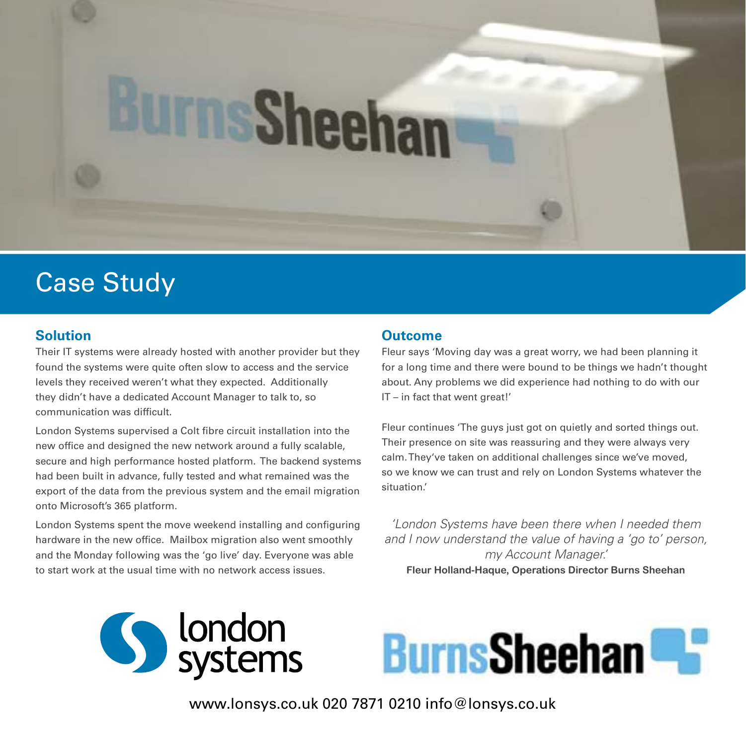# Case Study

## Solution

Their IT systems were already hosted with another provider but they found the systems were quite often slow to access and the service levels they received weren't what they expected. Additionally they didn't have a dedicated Account Manager to talk to, so communication was difficult.

London Systems supervised a Colt fibre circuit installation into the new office and designed the new network around a fully scalable, secure and high performance hosted platform. The backend systems had been built in advance, fully tested and what remained was the export of the data from the previous system and the email migration onto Microsoft's 365 platform.

London Systems spent the move weekend installing and configuring hardware in the new office. Mailbox migration also went smoothly and the Monday following was the 'go live' day. Everyone was able to start work at the usual time with no network access issues.

## Outcome

Fleur says 'Moving day was a great worry, we had been planning it for a long time and there were bound to be things we hadn't thought about. Any problems we did experience had nothing to do with our IT – in fact that went great!'

Fleur continues 'The guys just got on quietly and sorted things out. Their presence on site was reassuring and they were always very calm. They've taken on additional challenges since we've moved, so we know we can trust and rely on London Systems whatever the situation.'

*'London Systems have been there when I needed them and I now understand the value of having a 'go to' person, my Account Manager.'*

**Fleur Holland-Haque, Operations Director Burns Sheehan**

london systems

BurnsSheehan

www.lonsys.co.uk 020 7871 0210 info@lonsys.co.uk